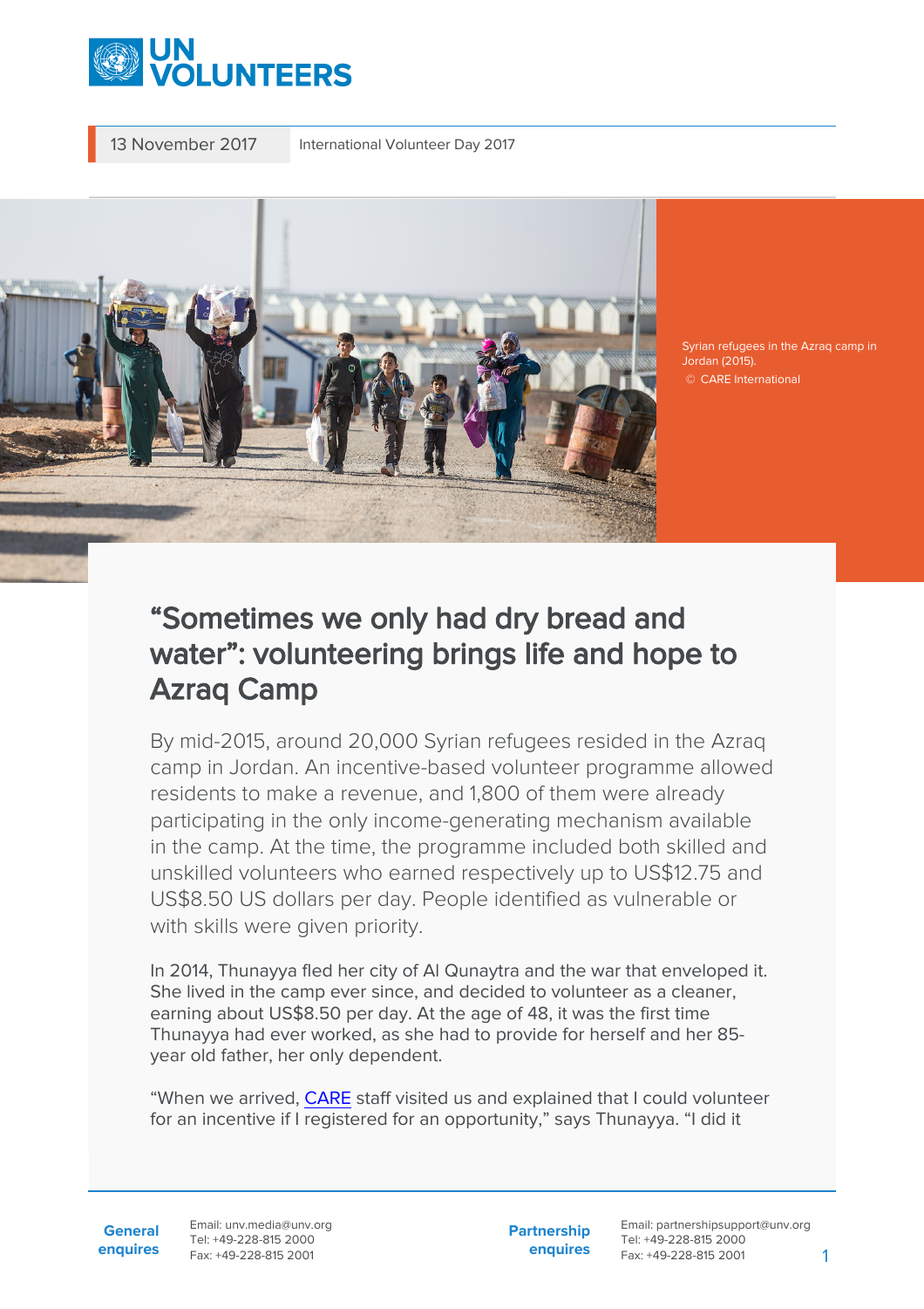13 November 2017 International Volunteer Day 2017

Syrian refugees in the Azraq camp in Jordan (2015). © CARE International

# “Sometimes we only had dry bread and water”: volunteering brings life and hope to Azraq Camp

By mid-2015, around 20,000 Syrian refugees resided in the Azraq camp in Jordan. An incentive-based volunteer programme allowed residents to make a revenue, and 1,800 of them were already participating in the only income-generating mechanism available in the camp. At the time, the programme included both skilled and unskilled volunteers who earned respectively up to US$12.75 and US$8.50 US dollars per day. People identified as vulnerable or with skills were given priority.

In 2014, Thunayya fled her city of Al Qunaytra and the war that enveloped it. She lived in the camp ever since, and decided to volunteer as a cleaner, earning about US$8.50 per day. At the age of 48, it was the first time Thunayya had ever worked, as she had to provide for herself and her 85-year old father, her only dependent.

“When we arrived, CARE staff visited us and explained that I could volunteer for an incentive if I registered for an opportunity,” says Thunayya. “I did it

**General enquires** Email: unv.media@unv.org Tel: +49-228-815 2000 Fax: +49-228-815 2001

**Partnership enquires** Email: partnershipsupport@unv.org Tel: +49-228-815 2000 Fax: +49-228-815 2001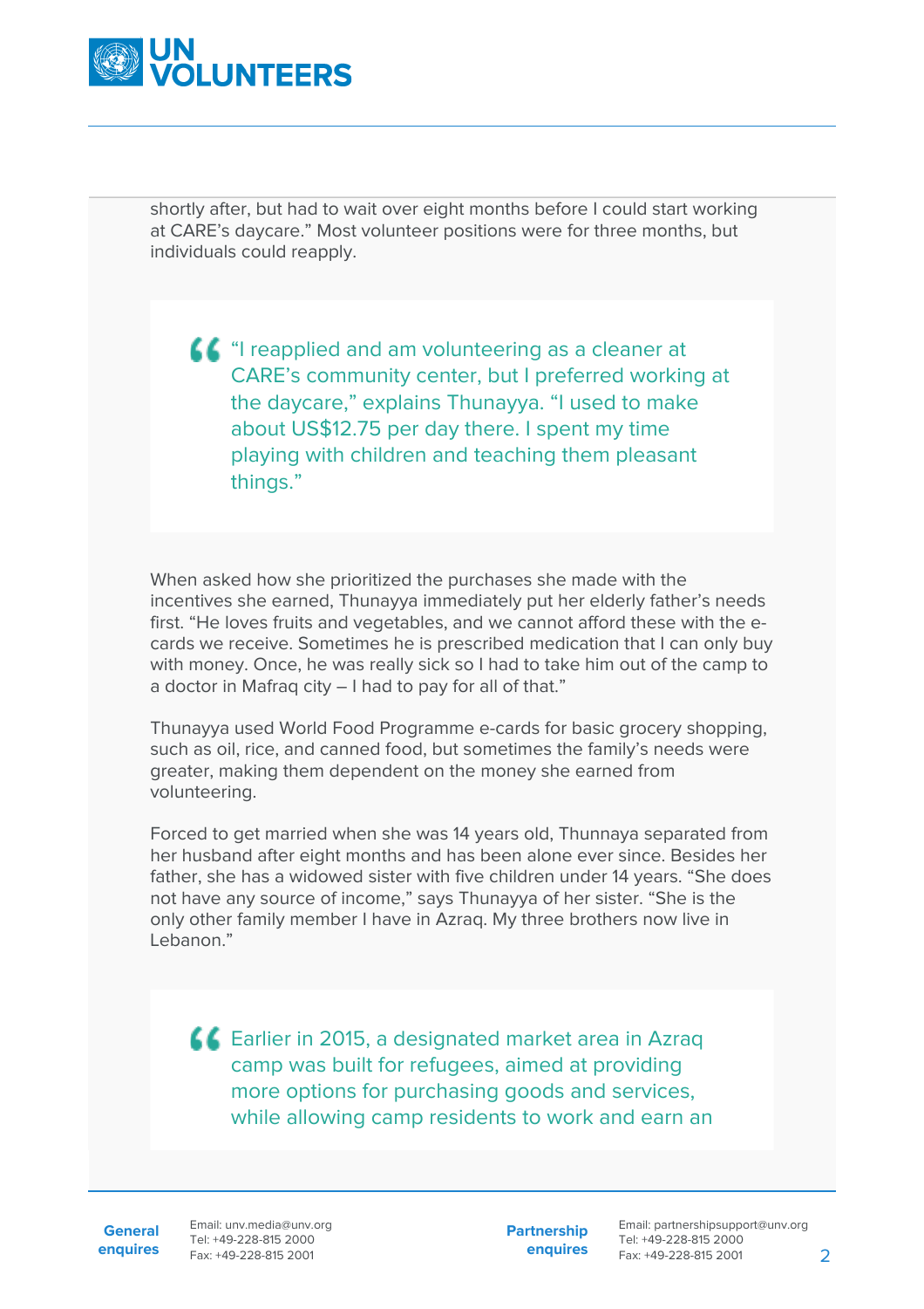shortly after, but had to wait over eight months before I could start working at CARE's daycare." Most volunteer positions were for three months, but individuals could reapply.

> "I reapplied and am volunteering as a cleaner at CARE's community center, but I preferred working at the daycare," explains Thunayya. "I used to make about US$12.75 per day there. I spent my time playing with children and teaching them pleasant things."

When asked how she prioritized the purchases she made with the incentives she earned, Thunayya immediately put her elderly father's needs first. "He loves fruits and vegetables, and we cannot afford these with the e-cards we receive. Sometimes he is prescribed medication that I can only buy with money. Once, he was really sick so I had to take him out of the camp to a doctor in Mafraq city – I had to pay for all of that."

Thunayya used World Food Programme e-cards for basic grocery shopping, such as oil, rice, and canned food, but sometimes the family's needs were greater, making them dependent on the money she earned from volunteering.

Forced to get married when she was 14 years old, Thunnaya separated from her husband after eight months and has been alone ever since. Besides her father, she has a widowed sister with five children under 14 years. "She does not have any source of income," says Thunayya of her sister. "She is the only other family member I have in Azraq. My three brothers now live in Lebanon."

> Earlier in 2015, a designated market area in Azraq camp was built for refugees, aimed at providing more options for purchasing goods and services, while allowing camp residents to work and earn an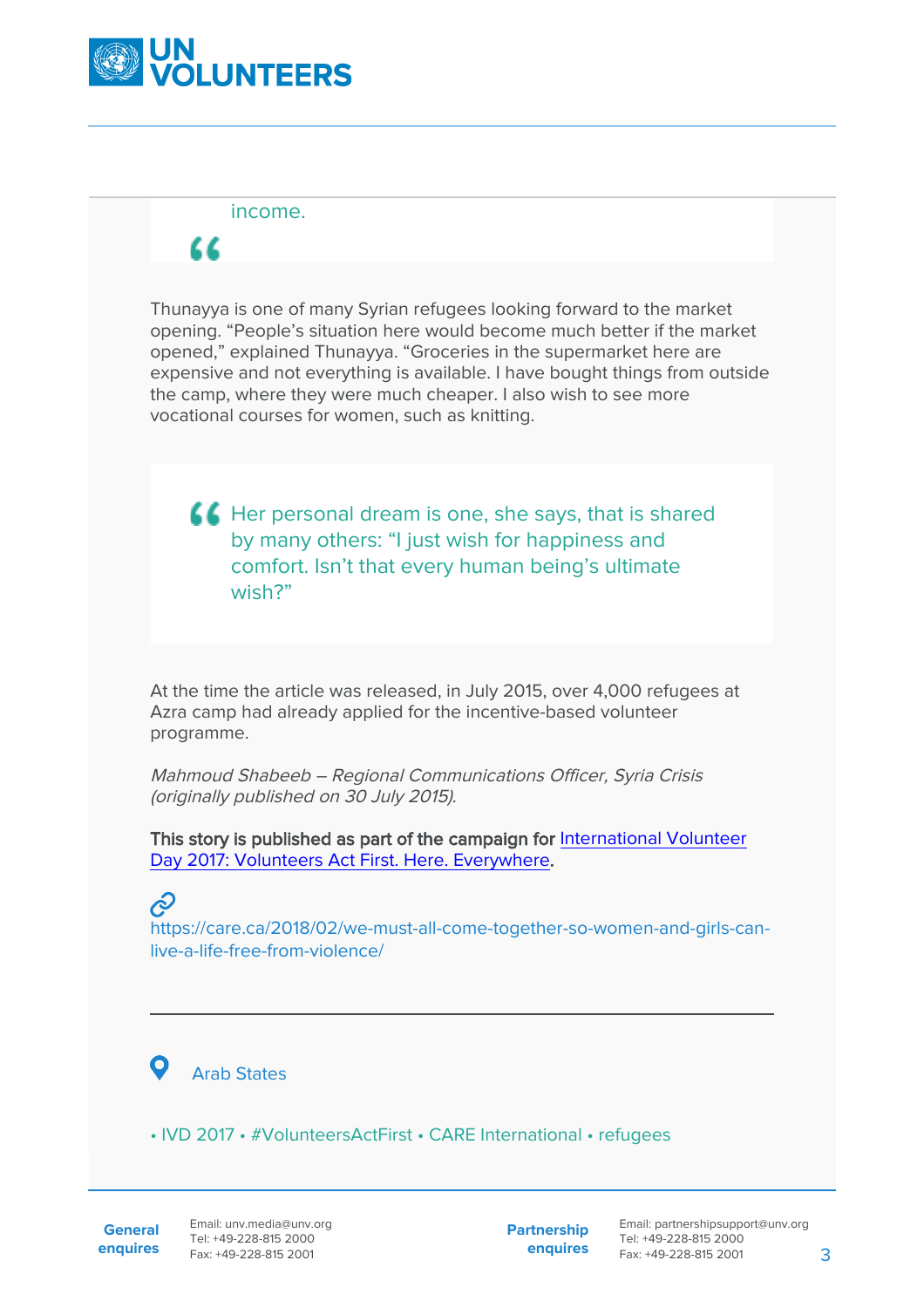income.

"

Thunayya is one of many Syrian refugees looking forward to the market opening. "People's situation here would become much better if the market opened," explained Thunayya. "Groceries in the supermarket here are expensive and not everything is available. I have bought things from outside the camp, where they were much cheaper. I also wish to see more vocational courses for women, such as knitting.

> " Her personal dream is one, she says, that is shared by many others: "I just wish for happiness and comfort. Isn't that every human being's ultimate wish?"

At the time the article was released, in July 2015, over 4,000 refugees at Azra camp had already applied for the incentive-based volunteer programme.

*Mahmoud Shabeeb – Regional Communications Officer, Syria Crisis (originally published on 30 July 2015).*

**This story is published as part of the campaign for** [International Volunteer Day 2017: Volunteers Act First. Here. Everywhere](#)**.**

https://care.ca/2018/02/we-must-all-come-together-so-women-and-girls-can-live-a-life-free-from-violence/

---

Arab States

• IVD 2017 • #VolunteersActFirst • CARE International • refugees

**General enquiries** Email: unv.media@unv.org Tel: +49-228-815 2000 Fax: +49-228-815 2001

**Partnership enquires** Email: partnershipsupport@unv.org Tel: +49-228-815 2000 Fax: +49-228-815 2001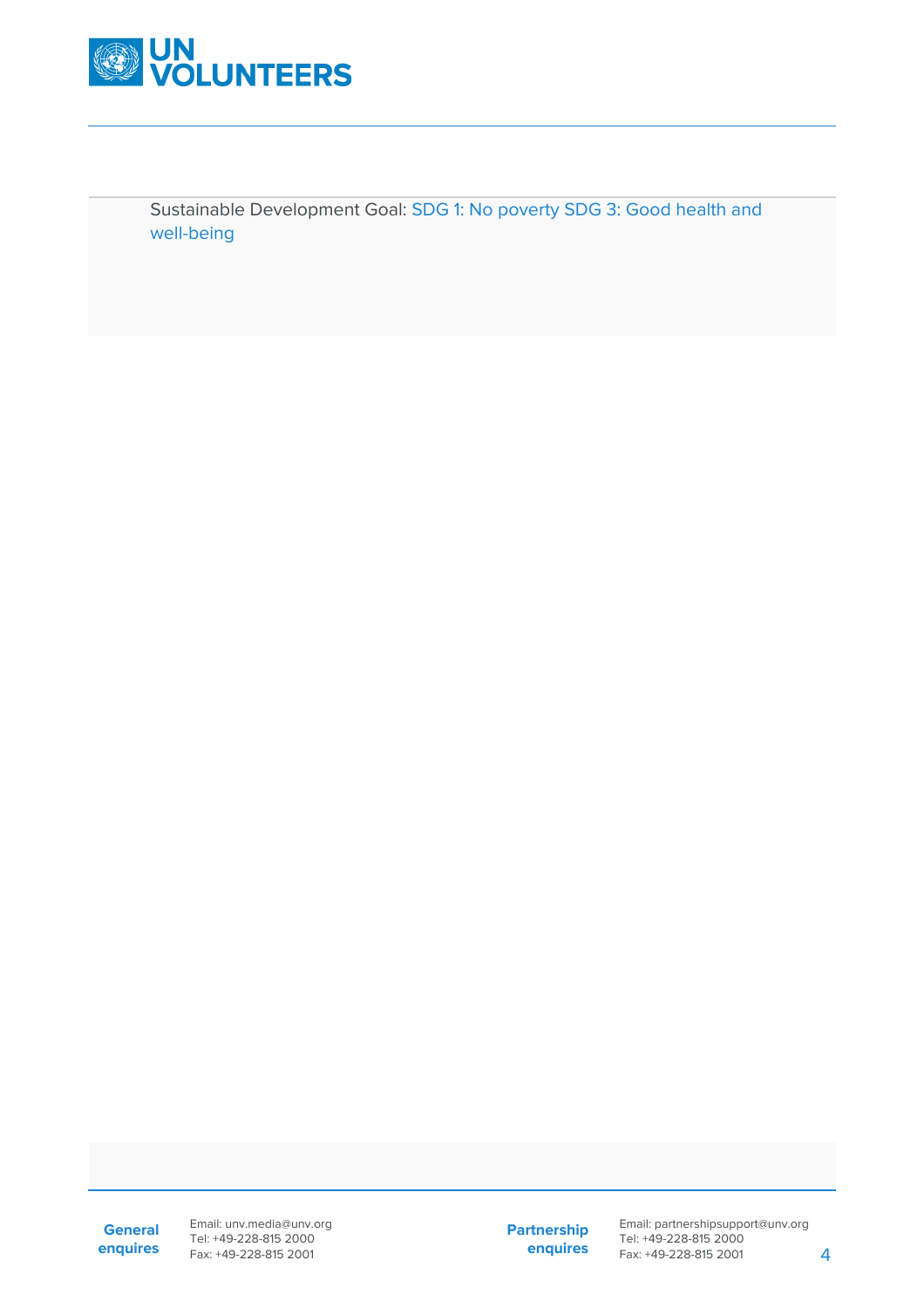Sustainable Development Goal: SDG 1: No poverty SDG 3: Good health and well-being